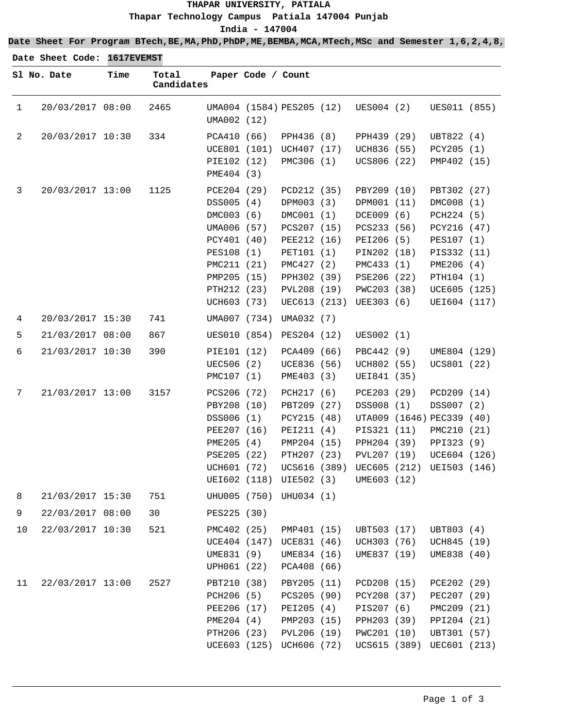**THAPAR UNIVERSITY, PATIALA**

**Thapar Technology Campus Patiala 147004 Punjab**

**India - 147004**

**Date Sheet For Program BTech,BE,MA,PhD,PhDP,ME,BEMBA,MCA,MTech,MSc and Semester 1,6,2,4,8,**

**Date Sheet Code: 1617EVEMST**

| Sl No. | Date | Time | Total Candidates | Paper Code / Count |
|---|---|---|---|---|
| 1 | 20/03/2017 | 08:00 | 2465 | UMA004 (1584) PES205 (12) UES004 (2) UES011 (855) UMA002 (12) |
| 2 | 20/03/2017 | 10:30 | 334 | PCA410 (66) PPH436 (8) PPH439 (29) UBT822 (4) UCE801 (101) UCH407 (17) UCH836 (55) PCY205 (1) PIE102 (12) PMC306 (1) UCS806 (22) PMP402 (15) PME404 (3) |
| 3 | 20/03/2017 | 13:00 | 1125 | PCE204 (29) PCD212 (35) PBY209 (10) PBT302 (27) DSS005 (4) DPM003 (3) DPM001 (11) DMC008 (1) DMC003 (6) DMC001 (1) DCE009 (6) PCH224 (5) UMA006 (57) PCS207 (15) PCS233 (56) PCY216 (47) PCY401 (40) PEE212 (16) PEI206 (5) PES107 (1) PES108 (1) PET101 (1) PIN202 (18) PIS332 (11) PMC211 (21) PMC427 (2) PMC433 (1) PME206 (4) PMP205 (15) PPH302 (39) PSE206 (22) PTH104 (1) PTH212 (23) PVL208 (19) PWC203 (38) UCE605 (125) UCH603 (73) UEC613 (213) UEE303 (6) UEI604 (117) |
| 4 | 20/03/2017 | 15:30 | 741 | UMA007 (734) UMA032 (7) |
| 5 | 21/03/2017 | 08:00 | 867 | UES010 (854) PES204 (12) UES002 (1) |
| 6 | 21/03/2017 | 10:30 | 390 | PIE101 (12) PCA409 (66) PBC442 (9) UME804 (129) UEC506 (2) UCE836 (56) UCH802 (55) UCS801 (22) PMC107 (1) PME403 (3) UEI841 (35) |
| 7 | 21/03/2017 | 13:00 | 3157 | PCS206 (72) PCH217 (6) PCE203 (29) PCD209 (14) PBY208 (10) PBT209 (27) DSS008 (1) DSS007 (2) DSS006 (1) PCY215 (48) UTA009 (1646) PEC339 (40) PEE207 (16) PEI211 (4) PIS321 (11) PMC210 (21) PME205 (4) PMP204 (15) PPH204 (39) PPI323 (9) PSE205 (22) PTH207 (23) PVL207 (19) UCE604 (126) UCH601 (72) UCS616 (389) UEC605 (212) UEI503 (146) UEI602 (118) UIE502 (3) UME603 (12) |
| 8 | 21/03/2017 | 15:30 | 751 | UHU005 (750) UHU034 (1) |
| 9 | 22/03/2017 | 08:00 | 30 | PES225 (30) |
| 10 | 22/03/2017 | 10:30 | 521 | PMC402 (25) PMP401 (15) UBT503 (17) UBT803 (4) UCE404 (147) UCE831 (46) UCH303 (76) UCH845 (19) UME831 (9) UME834 (16) UME837 (19) UME838 (40) UPH061 (22) PCA408 (66) |
| 11 | 22/03/2017 | 13:00 | 2527 | PBT210 (38) PBY205 (11) PCD208 (15) PCE202 (29) PCH206 (5) PCS205 (90) PCY208 (37) PEC207 (29) PEE206 (17) PEI205 (4) PIS207 (6) PMC209 (21) PME204 (4) PMP203 (15) PPH203 (39) PPI204 (21) PTH206 (23) PVL206 (19) PWC201 (10) UBT301 (57) UCE603 (125) UCH606 (72) UCS615 (389) UEC601 (213) |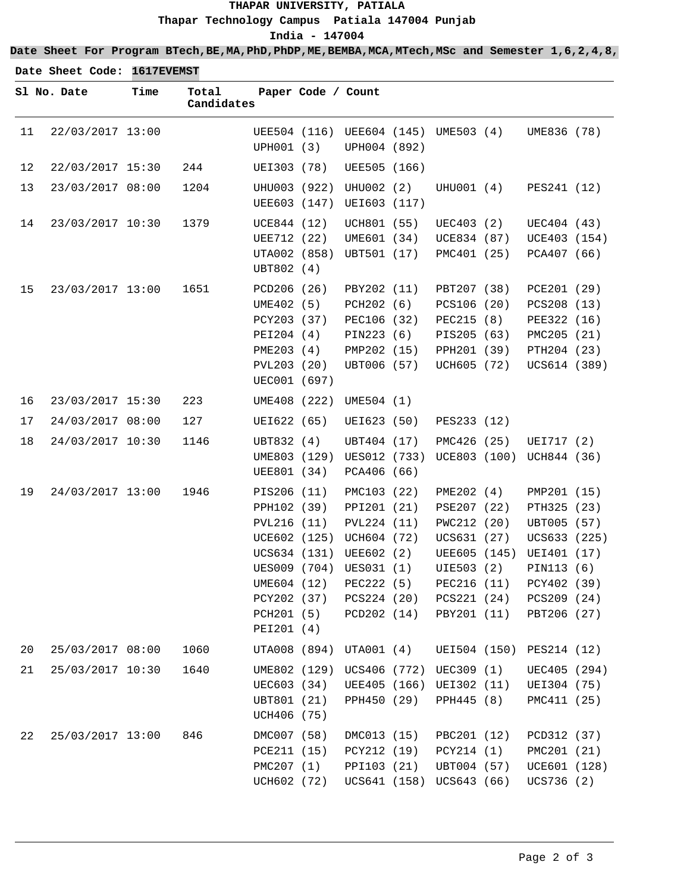**THAPAR UNIVERSITY, PATIALA**

**Thapar Technology Campus Patiala 147004 Punjab**

**India - 147004**

**Date Sheet For Program BTech,BE,MA,PhD,PhDP,ME,BEMBA,MCA,MTech,MSc and Semester 1,6,2,4,8,**

**Date Sheet Code: 1617EVEMST**

| Sl No. | Date | Time | Total Candidates | Paper Code / Count |
|---|---|---|---|---|
| 11 | 22/03/2017 | 13:00 | | UEE504 (116) UEE604 (145) UME503 (4) UME836 (78) UPH001 (3) UPH004 (892) |
| 12 | 22/03/2017 | 15:30 | 244 | UEI303 (78) UEE505 (166) |
| 13 | 23/03/2017 | 08:00 | 1204 | UHU003 (922) UHU002 (2) UHU001 (4) PES241 (12) UEE603 (147) UEI603 (117) |
| 14 | 23/03/2017 | 10:30 | 1379 | UCE844 (12) UCH801 (55) UEC403 (2) UEC404 (43) UEE712 (22) UME601 (34) UCE834 (87) UCE403 (154) UTA002 (858) UBT501 (17) PMC401 (25) PCA407 (66) UBT802 (4) |
| 15 | 23/03/2017 | 13:00 | 1651 | PCD206 (26) PBY202 (11) PBT207 (38) PCE201 (29) UME402 (5) PCH202 (6) PCS106 (20) PCS208 (13) PCY203 (37) PEC106 (32) PEC215 (8) PEE322 (16) PEI204 (4) PIN223 (6) PIS205 (63) PMC205 (21) PME203 (4) PMP202 (15) PPH201 (39) PTH204 (23) PVL203 (20) UBT006 (57) UCH605 (72) UCS614 (389) UEC001 (697) |
| 16 | 23/03/2017 | 15:30 | 223 | UME408 (222) UME504 (1) |
| 17 | 24/03/2017 | 08:00 | 127 | UEI622 (65) UEI623 (50) PES233 (12) |
| 18 | 24/03/2017 | 10:30 | 1146 | UBT832 (4) UBT404 (17) PMC426 (25) UEI717 (2) UME803 (129) UES012 (733) UCE803 (100) UCH844 (36) UEE801 (34) PCA406 (66) |
| 19 | 24/03/2017 | 13:00 | 1946 | PIS206 (11) PMC103 (22) PME202 (4) PMP201 (15) PPH102 (39) PPI201 (21) PSE207 (22) PTH325 (23) PVL216 (11) PVL224 (11) PWC212 (20) UBT005 (57) UCE602 (125) UCH604 (72) UCS631 (27) UCS633 (225) UCS634 (131) UEE602 (2) UEE605 (145) UEI401 (17) UES009 (704) UES031 (1) UIE503 (2) PIN113 (6) UME604 (12) PEC222 (5) PEC216 (11) PCY402 (39) PCY202 (37) PCS224 (20) PCS221 (24) PCS209 (24) PCH201 (5) PCD202 (14) PBY201 (11) PBT206 (27) PEI201 (4) |
| 20 | 25/03/2017 | 08:00 | 1060 | UTA008 (894) UTA001 (4) UEI504 (150) PES214 (12) |
| 21 | 25/03/2017 | 10:30 | 1640 | UME802 (129) UCS406 (772) UEC309 (1) UEC405 (294) UEC603 (34) UEE405 (166) UEI302 (11) UEI304 (75) UBT801 (21) PPH450 (29) PPH445 (8) PMC411 (25) UCH406 (75) |
| 22 | 25/03/2017 | 13:00 | 846 | DMC007 (58) DMC013 (15) PBC201 (12) PCD312 (37) PCE211 (15) PCY212 (19) PCY214 (1) PMC201 (21) PMC207 (1) PPI103 (21) UBT004 (57) UCE601 (128) UCH602 (72) UCS641 (158) UCS643 (66) UCS736 (2) |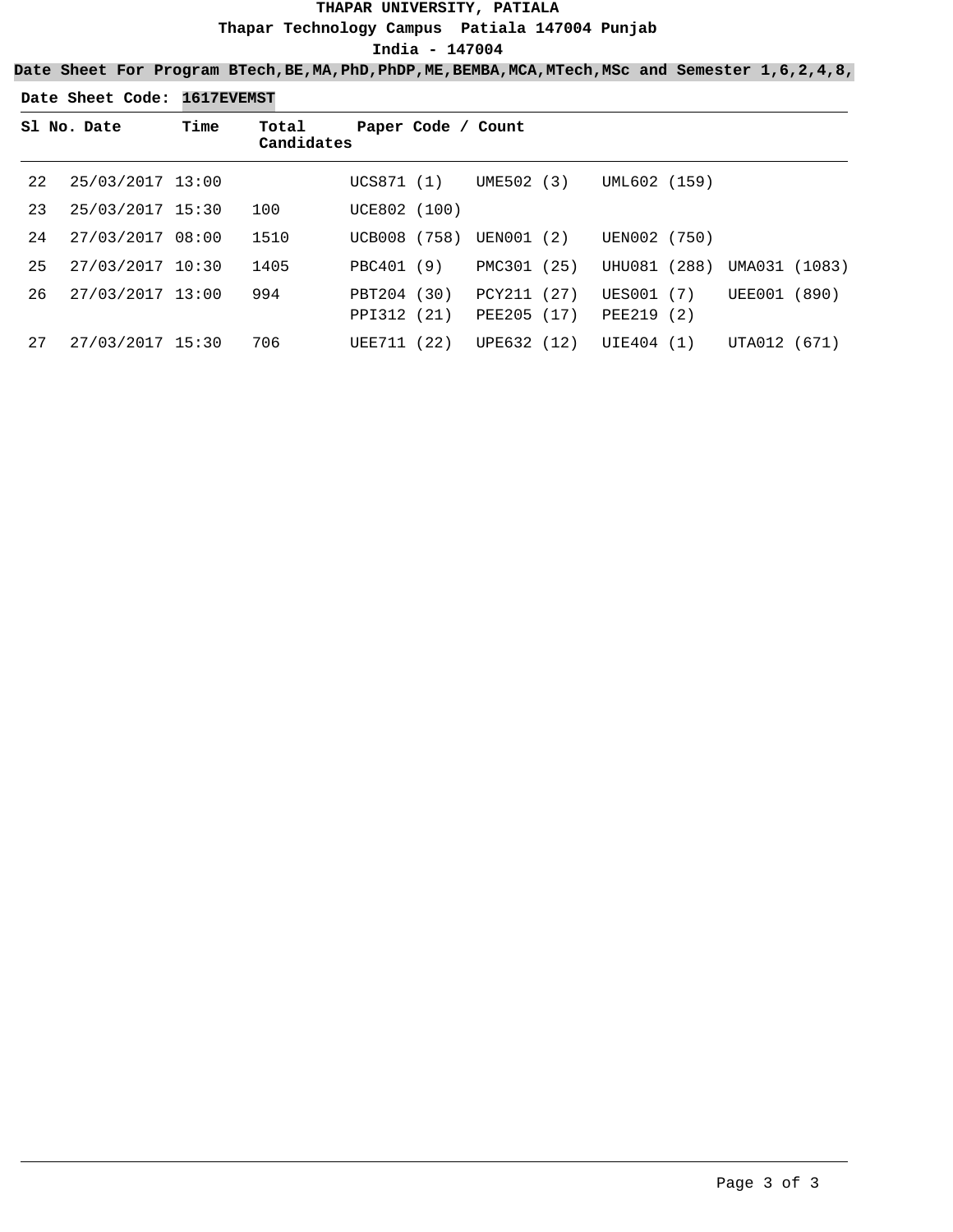**THAPAR UNIVERSITY, PATIALA**

**Thapar Technology Campus Patiala 147004 Punjab**

**India - 147004**

**Date Sheet For Program BTech,BE,MA,PhD,PhDP,ME,BEMBA,MCA,MTech,MSc and Semester 1,6,2,4,8,**

**Date Sheet Code: 1617EVEMST**

| Sl No. | Date | Time | Total Candidates | Paper Code / Count | | | |
|---|---|---|---|---|---|---|---|
| 22 | 25/03/2017 | 13:00 | | UCS871 (1) | UME502 (3) | UML602 (159) | |
| 23 | 25/03/2017 | 15:30 | 100 | UCE802 (100) | | | |
| 24 | 27/03/2017 | 08:00 | 1510 | UCB008 (758) | UEN001 (2) | UEN002 (750) | |
| 25 | 27/03/2017 | 10:30 | 1405 | PBC401 (9) | PMC301 (25) | UHU081 (288) | UMA031 (1083) |
| 26 | 27/03/2017 | 13:00 | 994 | PBT204 (30) | PCY211 (27) | UES001 (7) | UEE001 (890) |
| | | | | PPI312 (21) | PEE205 (17) | PEE219 (2) | |
| 27 | 27/03/2017 | 15:30 | 706 | UEE711 (22) | UPE632 (12) | UIE404 (1) | UTA012 (671) |